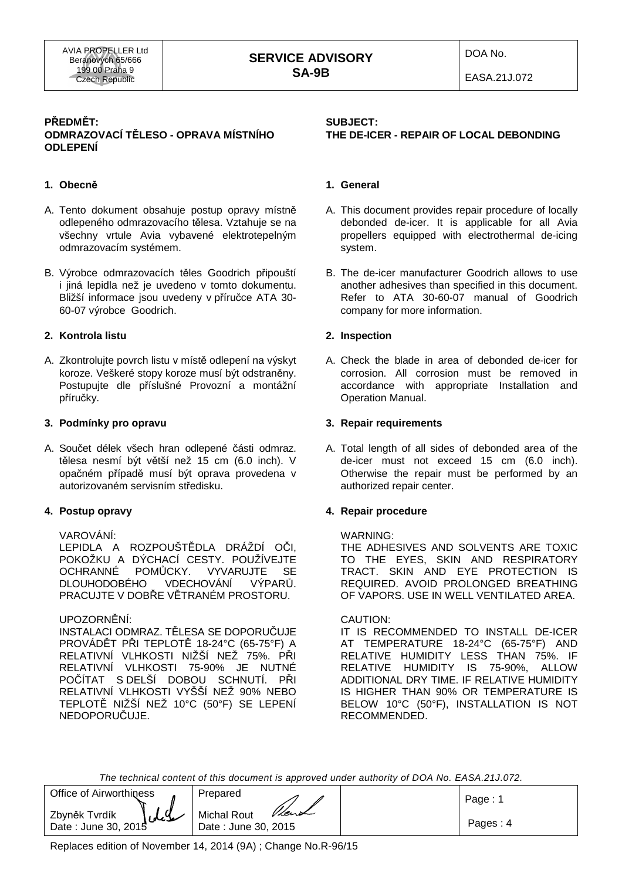| AVIA PROPELLER Ltd<br>Beranových 65/666<br>199 00 Praha 9<br>Czech Republic | **SERVICE ADVISORY**<br>**SA-9B** | DOA No.<br>EASA.21J.072 |
| --- | --- | --- |

**PŘEDMĚT:**
**ODMRAZOVACÍ TĚLESO - OPRAVA MÍSTNÍHO ODLEPENÍ**

**1. Obecně**

A. Tento dokument obsahuje postup opravy místně odlepeného odmrazovacího tělesa. Vztahuje se na všechny vrtule Avia vybavené elektrotepelným odmrazovacím systémem.

B. Výrobce odmrazovacích těles Goodrich připouští i jiná lepidla než je uvedeno v tomto dokumentu. Bližší informace jsou uvedeny v příručce ATA 30-60-07 výrobce Goodrich.

**2. Kontrola listu**

A. Zkontrolujte povrch listu v místě odlepení na výskyt koroze. Veškeré stopy koroze musí být odstraněny. Postupujte dle příslušné Provozní a montážní příručky.

**3. Podmínky pro opravu**

A. Součet délek všech hran odlepené části odmraz. tělesa nesmí být větší než 15 cm (6.0 inch). V opačném případě musí být oprava provedena v autorizovaném servisním středisku.

**4. Postup opravy**

VAROVÁNÍ:
LEPIDLA A ROZPOUŠTĚDLA DRÁŽDÍ OČI, POKOŽKU A DÝCHACÍ CESTY. POUŽÍVEJTE OCHRANNÉ POMŮCKY. VYVARUJTE SE DLOUHODOBÉHO VDECHOVÁNÍ VÝPARŮ. PRACUJTE V DOBŘE VĚTRANÉM PROSTORU.

UPOZORNĚNÍ:
INSTALACI ODMRAZ. TĚLESA SE DOPORUČUJE PROVÁDĚT PŘI TEPLOTĚ 18-24°C (65-75°F) A RELATIVNÍ VLHKOSTI NIŽŠÍ NEŽ 75%. PŘI RELATIVNÍ VLHKOSTI 75-90% JE NUTNÉ POČÍTAT S DELŠÍ DOBOU SCHNUTÍ. PŘI RELATIVNÍ VLHKOSTI VYŠŠÍ NEŽ 90% NEBO TEPLOTĚ NIŽŠÍ NEŽ 10°C (50°F) SE LEPENÍ NEDOPORUČUJE.

**SUBJECT:**
**THE DE-ICER - REPAIR OF LOCAL DEBONDING**

**1. General**

A. This document provides repair procedure of locally debonded de-icer. It is applicable for all Avia propellers equipped with electrothermal de-icing system.

B. The de-icer manufacturer Goodrich allows to use another adhesives than specified in this document. Refer to ATA 30-60-07 manual of Goodrich company for more information.

**2. Inspection**

A. Check the blade in area of debonded de-icer for corrosion. All corrosion must be removed in accordance with appropriate Installation and Operation Manual.

**3. Repair requirements**

A. Total length of all sides of debonded area of the de-icer must not exceed 15 cm (6.0 inch). Otherwise the repair must be performed by an authorized repair center.

**4. Repair procedure**

WARNING:
THE ADHESIVES AND SOLVENTS ARE TOXIC TO THE EYES, SKIN AND RESPIRATORY TRACT. SKIN AND EYE PROTECTION IS REQUIRED. AVOID PROLONGED BREATHING OF VAPORS. USE IN WELL VENTILATED AREA.

CAUTION:
IT IS RECOMMENDED TO INSTALL DE-ICER AT TEMPERATURE 18-24°C (65-75°F) AND RELATIVE HUMIDITY LESS THAN 75%. IF RELATIVE HUMIDITY IS 75-90%, ALLOW ADDITIONAL DRY TIME. IF RELATIVE HUMIDITY IS HIGHER THAN 90% OR TEMPERATURE IS BELOW 10°C (50°F), INSTALLATION IS NOT RECOMMENDED.

*The technical content of this document is approved under authority of DOA No. EASA.21J.072.*

| Office of Airworthiness<br>Zbyněk Tvrdík<br>Date : June 30, 2015 | Prepared<br>Michal Rout<br>Date : June 30, 2015 | | Page : 1<br>Pages : 4 |
| --- | --- | --- | --- |

Replaces edition of November 14, 2014 (9A) ; Change No.R-96/15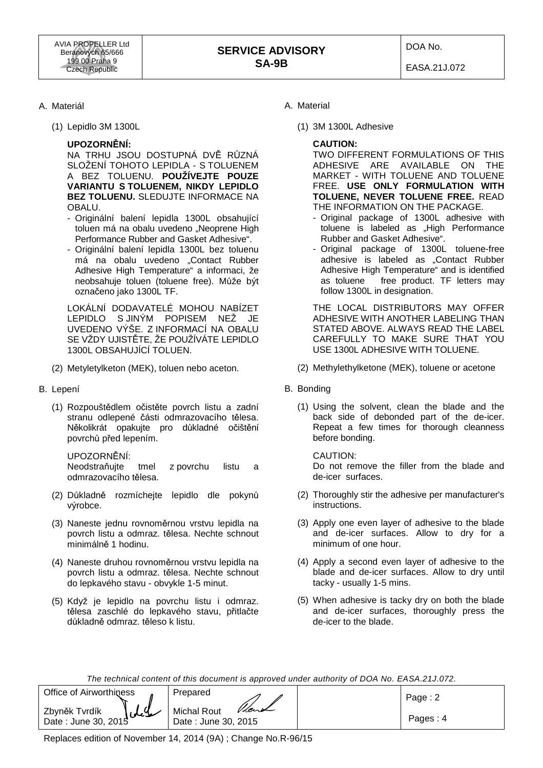A. Materiál

(1) Lepidlo 3M 1300L

**UPOZORNĚNÍ:**
NA TRHU JSOU DOSTUPNÁ DVĚ RŮZNÁ SLOŽENÍ TOHOTO LEPIDLA - S TOLUENEM A BEZ TOLUENU. **POUŽÍVEJTE POUZE VARIANTU S TOLUENEM, NIKDY LEPIDLO BEZ TOLUENU.** SLEDUJTE INFORMACE NA OBALU.

- Originální balení lepidla 1300L obsahující toluen má na obalu uvedeno „Neoprene High Performance Rubber and Gasket Adhesive".
- Originální balení lepidla 1300L bez toluenu má na obalu uvedeno „Contact Rubber Adhesive High Temperature" a informaci, že neobsahuje toluen (toluene free). Může být označeno jako 1300L TF.

LOKÁLNÍ DODAVATELÉ MOHOU NABÍZET LEPIDLO S JINÝM POPISEM NEŽ JE UVEDENO VÝŠE. Z INFORMACÍ NA OBALU SE VŽDY UJISTĚTE, ŽE POUŽÍVÁTE LEPIDLO 1300L OBSAHUJÍCÍ TOLUEN.

(2) Metyletylketon (MEK), toluen nebo aceton.

B. Lepení

(1) Rozpouštědlem očistěte povrch listu a zadní stranu odlepené části odmrazovacího tělesa. Několikrát opakujte pro důkladné očištění povrchů před lepením.

UPOZORNĚNÍ:
Neodstraňujte tmel z povrchu listu a odmrazovacího tělesa.

(2) Důkladně rozmíchejte lepidlo dle pokynů výrobce.

(3) Naneste jednu rovnoměrnou vrstvu lepidla na povrch listu a odmraz. tělesa. Nechte schnout minimálně 1 hodinu.

(4) Naneste druhou rovnoměrnou vrstvu lepidla na povrch listu a odmraz. tělesa. Nechte schnout do lepkavého stavu - obvykle 1-5 minut.

(5) Když je lepidlo na povrchu listu i odmraz. tělesa zaschlé do lepkavého stavu, přitlačte důkladně odmraz. těleso k listu.

A. Material

(1) 3M 1300L Adhesive

**CAUTION:**
TWO DIFFERENT FORMULATIONS OF THIS ADHESIVE ARE AVAILABLE ON THE MARKET - WITH TOLUENE AND TOLUENE FREE. **USE ONLY FORMULATION WITH TOLUENE, NEVER TOLUENE FREE.** READ THE INFORMATION ON THE PACKAGE.

- Original package of 1300L adhesive with toluene is labeled as „High Performance Rubber and Gasket Adhesive".
- Original package of 1300L toluene-free adhesive is labeled as „Contact Rubber Adhesive High Temperature" and is identified as toluene free product. TF letters may follow 1300L in designation.

THE LOCAL DISTRIBUTORS MAY OFFER ADHESIVE WITH ANOTHER LABELING THAN STATED ABOVE. ALWAYS READ THE LABEL CAREFULLY TO MAKE SURE THAT YOU USE 1300L ADHESIVE WITH TOLUENE.

(2) Methylethylketone (MEK), toluene or acetone

B. Bonding

(1) Using the solvent, clean the blade and the back side of debonded part of the de-icer. Repeat a few times for thorough cleanness before bonding.

CAUTION:
Do not remove the filler from the blade and de-icer surfaces.

(2) Thoroughly stir the adhesive per manufacturer's instructions.

(3) Apply one even layer of adhesive to the blade and de-icer surfaces. Allow to dry for a minimum of one hour.

(4) Apply a second even layer of adhesive to the blade and de-icer surfaces. Allow to dry until tacky - usually 1-5 mins.

(5) When adhesive is tacky dry on both the blade and de-icer surfaces, thoroughly press the de-icer to the blade.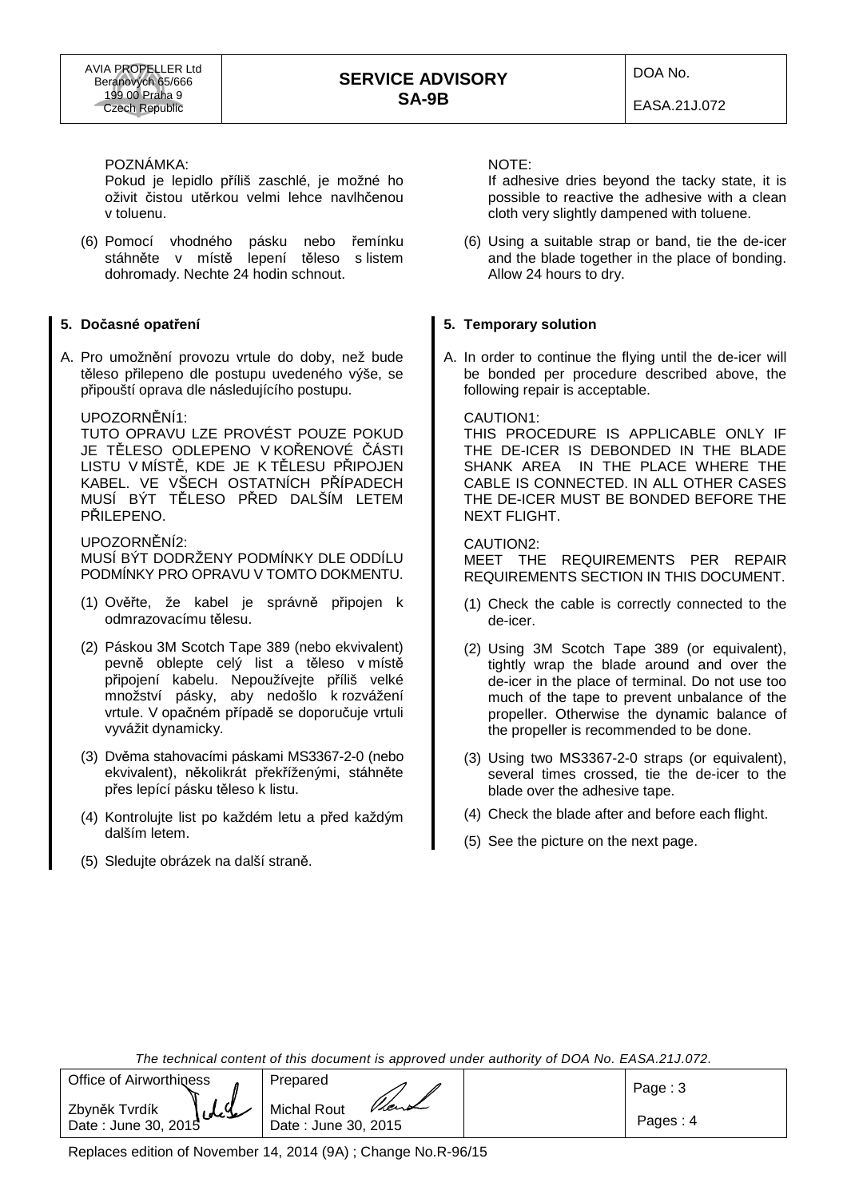POZNÁMKA:
Pokud je lepidlo příliš zaschlé, je možné ho oživit čistou utěrkou velmi lehce navlhčenou v toluenu.

(6) Pomocí vhodného pásku nebo řemínku stáhněte v místě lepení těleso s listem dohromady. Nechte 24 hodin schnout.

## 5. Dočasné opatření

A. Pro umožnění provozu vrtule do doby, než bude těleso přilepeno dle postupu uvedeného výše, se připouští oprava dle následujícího postupu.

UPOZORNĚNÍ1:
TUTO OPRAVU LZE PROVÉST POUZE POKUD JE TĚLESO ODLEPENO V KOŘENOVÉ ČÁSTI LISTU V MÍSTĚ, KDE JE K TĚLESU PŘIPOJEN KABEL. VE VŠECH OSTATNÍCH PŘÍPADECH MUSÍ BÝT TĚLESO PŘED DALŠÍM LETEM PŘILEPENO.

UPOZORNĚNÍ2:
MUSÍ BÝT DODRŽENY PODMÍNKY DLE ODDÍLU PODMÍNKY PRO OPRAVU V TOMTO DOKMENTU.

(1) Ověřte, že kabel je správně připojen k odmrazovacímu tělesu.

(2) Páskou 3M Scotch Tape 389 (nebo ekvivalent) pevně oblepte celý list a těleso v místě připojení kabelu. Nepoužívejte příliš velké množství pásky, aby nedošlo k rozvážení vrtule. V opačném případě se doporučuje vrtuli vyvážit dynamicky.

(3) Dvěma stahovacími páskami MS3367-2-0 (nebo ekvivalent), několikrát překříženými, stáhněte přes lepící pásku těleso k listu.

(4) Kontrolujte list po každém letu a před každým dalším letem.

(5) Sledujte obrázek na další straně.

NOTE:
If adhesive dries beyond the tacky state, it is possible to reactive the adhesive with a clean cloth very slightly dampened with toluene.

(6) Using a suitable strap or band, tie the de-icer and the blade together in the place of bonding. Allow 24 hours to dry.

## 5. Temporary solution

A. In order to continue the flying until the de-icer will be bonded per procedure described above, the following repair is acceptable.

CAUTION1:
THIS PROCEDURE IS APPLICABLE ONLY IF THE DE-ICER IS DEBONDED IN THE BLADE SHANK AREA IN THE PLACE WHERE THE CABLE IS CONNECTED. IN ALL OTHER CASES THE DE-ICER MUST BE BONDED BEFORE THE NEXT FLIGHT.

CAUTION2:
MEET THE REQUIREMENTS PER REPAIR REQUIREMENTS SECTION IN THIS DOCUMENT.

(1) Check the cable is correctly connected to the de-icer.

(2) Using 3M Scotch Tape 389 (or equivalent), tightly wrap the blade around and over the de-icer in the place of terminal. Do not use too much of the tape to prevent unbalance of the propeller. Otherwise the dynamic balance of the propeller is recommended to be done.

(3) Using two MS3367-2-0 straps (or equivalent), several times crossed, tie the de-icer to the blade over the adhesive tape.

(4) Check the blade after and before each flight.

(5) See the picture on the next page.

*The technical content of this document is approved under authority of DOA No. EASA.21J.072.*

| Office of Airworthiness | Prepared | | |
|---|---|---|---|
| Zbyněk Tvrdík<br>Date : June 30, 2015 | Michal Rout<br>Date : June 30, 2015 | | Page : 3<br>Pages : 4 |

Replaces edition of November 14, 2014 (9A) ; Change No.R-96/15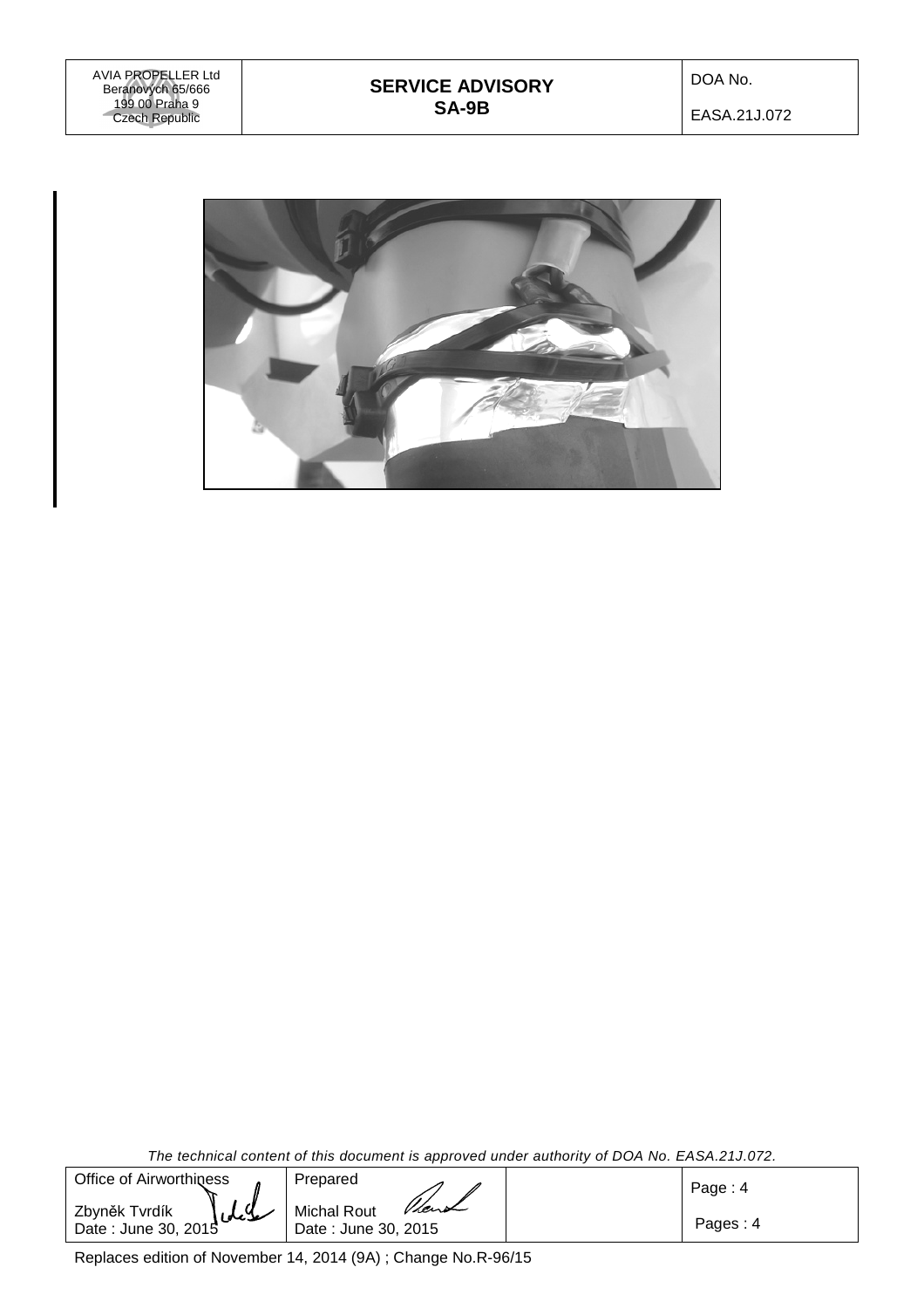*The technical content of this document is approved under authority of DOA No. EASA.21J.072.*

| Office of Airworthiness | Prepared | |
|---|---|---|
| Zbyněk Tvrdík<br>Date : June 30, 2015 | Michal Rout<br>Date : June 30, 2015 | |

Replaces edition of November 14, 2014 (9A) ; Change No.R-96/15